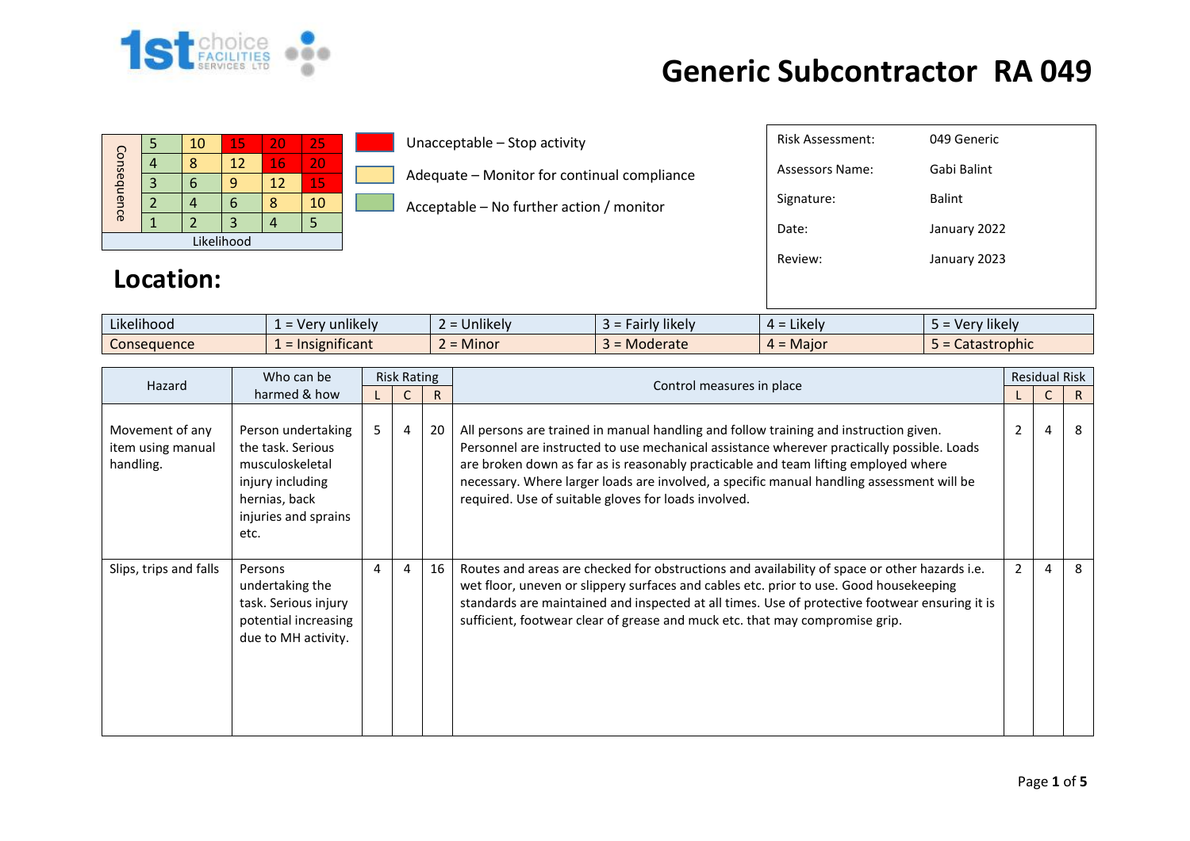# Generic Subcontractor RA 049

| Consequence | | | | | |
|---|---|---|---|---|---|
| | 5 | 10 | 15 | 20 | 25 |
| | 4 | 8 | 12 | 16 | 20 |
| | 3 | 6 | 9 | 12 | 15 |
| | 2 | 4 | 6 | 8 | 10 |
| | 1 | 2 | 3 | 4 | 5 |
| | Likelihood | | | | |

- Unacceptable – Stop activity
- Adequate – Monitor for continual compliance
- Acceptable – No further action / monitor

| | |
|---|---|
| Risk Assessment: | 049 Generic |
| Assessors Name: | Gabi Balint |
| Signature: | Balint |
| Date: | January 2022 |
| Review: | January 2023 |

## Location:

| | | | | | |
|---|---|---|---|---|---|
| Likelihood | 1 = Very unlikely | 2 = Unlikely | 3 = Fairly likely | 4 = Likely | 5 = Very likely |
| Consequence | 1 = Insignificant | 2 = Minor | 3 = Moderate | 4 = Major | 5 = Catastrophic |

| Hazard | Who can be harmed & how | Risk Rating | | | Control measures in place | Residual Risk | | |
|---|---|---|---|---|---|---|---|---|
| | | L | C | R | | L | C | R |
| Movement of any item using manual handling. | Person undertaking the task. Serious musculoskeletal injury including hernias, back injuries and sprains etc. | 5 | 4 | 20 | All persons are trained in manual handling and follow training and instruction given. Personnel are instructed to use mechanical assistance wherever practically possible. Loads are broken down as far as is reasonably practicable and team lifting employed where necessary. Where larger loads are involved, a specific manual handling assessment will be required. Use of suitable gloves for loads involved. | 2 | 4 | 8 |
| Slips, trips and falls | Persons undertaking the task. Serious injury potential increasing due to MH activity. | 4 | 4 | 16 | Routes and areas are checked for obstructions and availability of space or other hazards i.e. wet floor, uneven or slippery surfaces and cables etc. prior to use. Good housekeeping standards are maintained and inspected at all times. Use of protective footwear ensuring it is sufficient, footwear clear of grease and muck etc. that may compromise grip. | 2 | 4 | 8 |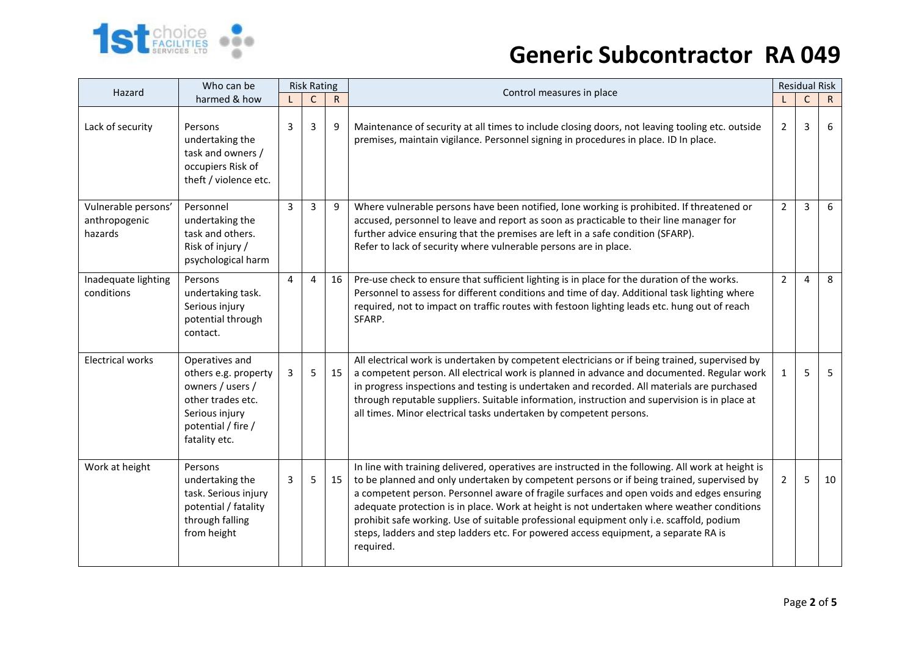# Generic Subcontractor RA 049

| Hazard | Who can be harmed & how | Risk Rating | | | Control measures in place | Residual Risk | | |
|---|---|---|---|---|---|---|---|---|
| | | L | C | R | | L | C | R |
| Lack of security | Persons undertaking the task and owners / occupiers Risk of theft / violence etc. | 3 | 3 | 9 | Maintenance of security at all times to include closing doors, not leaving tooling etc. outside premises, maintain vigilance. Personnel signing in procedures in place. ID In place. | 2 | 3 | 6 |
| Vulnerable persons' anthropogenic hazards | Personnel undertaking the task and others. Risk of injury / psychological harm | 3 | 3 | 9 | Where vulnerable persons have been notified, lone working is prohibited. If threatened or accused, personnel to leave and report as soon as practicable to their line manager for further advice ensuring that the premises are left in a safe condition (SFARP). Refer to lack of security where vulnerable persons are in place. | 2 | 3 | 6 |
| Inadequate lighting conditions | Persons undertaking task. Serious injury potential through contact. | 4 | 4 | 16 | Pre-use check to ensure that sufficient lighting is in place for the duration of the works. Personnel to assess for different conditions and time of day. Additional task lighting where required, not to impact on traffic routes with festoon lighting leads etc. hung out of reach SFARP. | 2 | 4 | 8 |
| Electrical works | Operatives and others e.g. property owners / users / other trades etc. Serious injury potential / fire / fatality etc. | 3 | 5 | 15 | All electrical work is undertaken by competent electricians or if being trained, supervised by a competent person. All electrical work is planned in advance and documented. Regular work in progress inspections and testing is undertaken and recorded. All materials are purchased through reputable suppliers. Suitable information, instruction and supervision is in place at all times. Minor electrical tasks undertaken by competent persons. | 1 | 5 | 5 |
| Work at height | Persons undertaking the task. Serious injury potential / fatality through falling from height | 3 | 5 | 15 | In line with training delivered, operatives are instructed in the following. All work at height is to be planned and only undertaken by competent persons or if being trained, supervised by a competent person. Personnel aware of fragile surfaces and open voids and edges ensuring adequate protection is in place. Work at height is not undertaken where weather conditions prohibit safe working. Use of suitable professional equipment only i.e. scaffold, podium steps, ladders and step ladders etc. For powered access equipment, a separate RA is required. | 2 | 5 | 10 |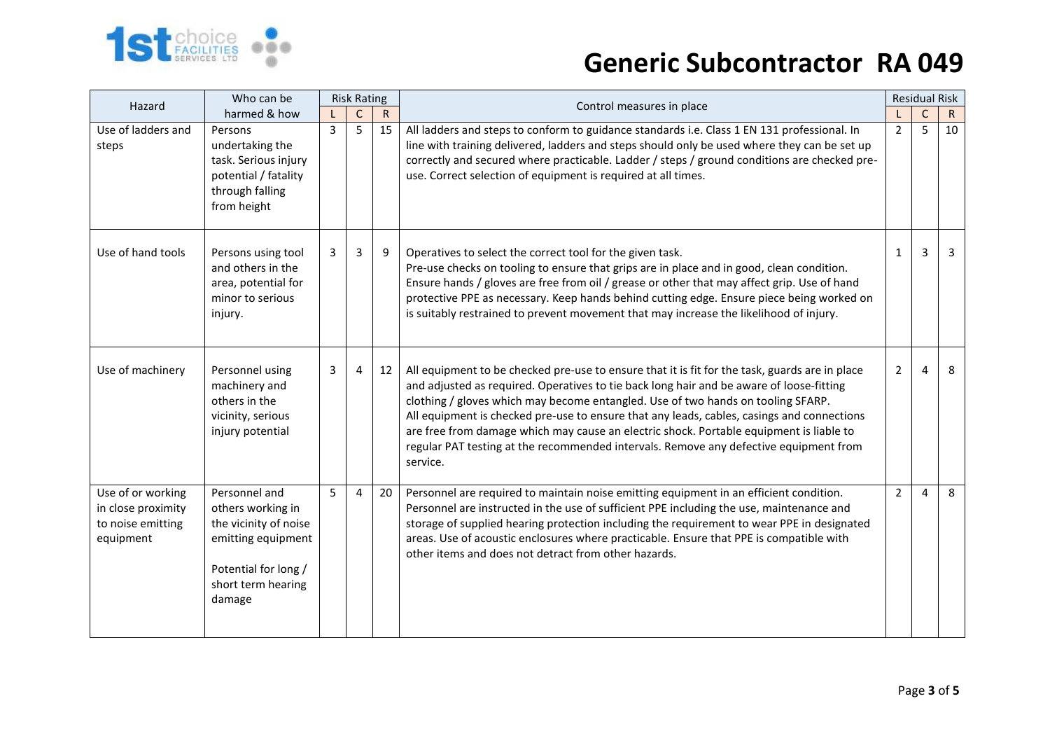# Generic Subcontractor RA 049

| Hazard | Who can be harmed & how | Risk Rating | | | Control measures in place | Residual Risk | | |
|---|---|---|---|---|---|---|---|---|
| | | L | C | R | | L | C | R |
| Use of ladders and steps | Persons undertaking the task. Serious injury potential / fatality through falling from height | 3 | 5 | 15 | All ladders and steps to conform to guidance standards i.e. Class 1 EN 131 professional. In line with training delivered, ladders and steps should only be used where they can be set up correctly and secured where practicable. Ladder / steps / ground conditions are checked pre-use. Correct selection of equipment is required at all times. | 2 | 5 | 10 |
| Use of hand tools | Persons using tool and others in the area, potential for minor to serious injury. | 3 | 3 | 9 | Operatives to select the correct tool for the given task. Pre-use checks on tooling to ensure that grips are in place and in good, clean condition. Ensure hands / gloves are free from oil / grease or other that may affect grip. Use of hand protective PPE as necessary. Keep hands behind cutting edge. Ensure piece being worked on is suitably restrained to prevent movement that may increase the likelihood of injury. | 1 | 3 | 3 |
| Use of machinery | Personnel using machinery and others in the vicinity, serious injury potential | 3 | 4 | 12 | All equipment to be checked pre-use to ensure that it is fit for the task, guards are in place and adjusted as required. Operatives to tie back long hair and be aware of loose-fitting clothing / gloves which may become entangled. Use of two hands on tooling SFARP. All equipment is checked pre-use to ensure that any leads, cables, casings and connections are free from damage which may cause an electric shock. Portable equipment is liable to regular PAT testing at the recommended intervals. Remove any defective equipment from service. | 2 | 4 | 8 |
| Use of or working in close proximity to noise emitting equipment | Personnel and others working in the vicinity of noise emitting equipment<br><br>Potential for long / short term hearing damage | 5 | 4 | 20 | Personnel are required to maintain noise emitting equipment in an efficient condition. Personnel are instructed in the use of sufficient PPE including the use, maintenance and storage of supplied hearing protection including the requirement to wear PPE in designated areas. Use of acoustic enclosures where practicable. Ensure that PPE is compatible with other items and does not detract from other hazards. | 2 | 4 | 8 |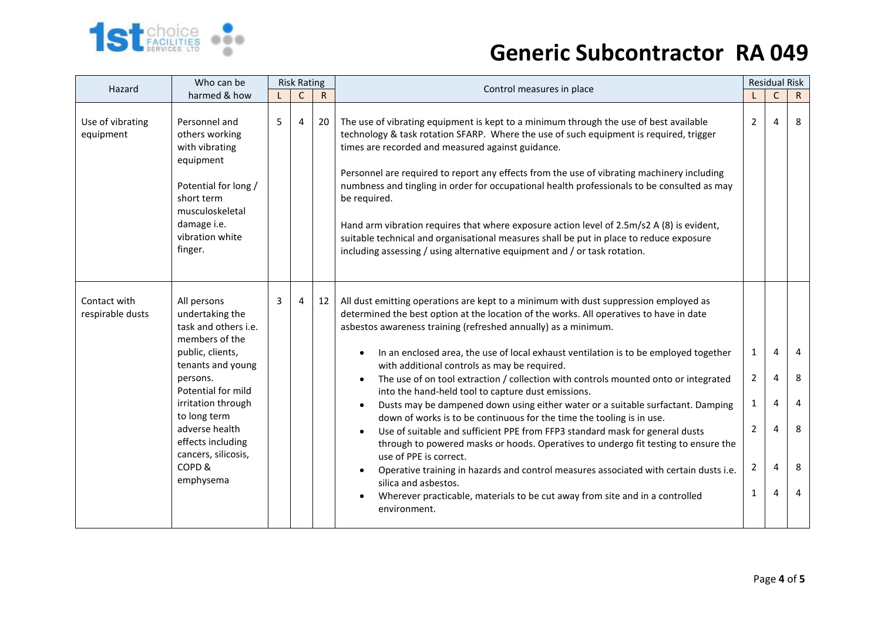# Generic Subcontractor RA 049

| Hazard | Who can be harmed & how | Risk Rating | | | Control measures in place | Residual Risk | | |
|---|---|---|---|---|---|---|---|---|
| | | L | C | R | | L | C | R |
| Use of vibrating equipment | Personnel and others working with vibrating equipment<br><br>Potential for long / short term musculoskeletal damage i.e. vibration white finger. | 5 | 4 | 20 | The use of vibrating equipment is kept to a minimum through the use of best available technology & task rotation SFARP. Where the use of such equipment is required, trigger times are recorded and measured against guidance.<br><br>Personnel are required to report any effects from the use of vibrating machinery including numbness and tingling in order for occupational health professionals to be consulted as may be required.<br><br>Hand arm vibration requires that where exposure action level of 2.5m/s2 A (8) is evident, suitable technical and organisational measures shall be put in place to reduce exposure including assessing / using alternative equipment and / or task rotation. | 2 | 4 | 8 |
| Contact with respirable dusts | All persons undertaking the task and others i.e. members of the public, clients, tenants and young persons.<br>Potential for mild irritation through to long term adverse health effects including cancers, silicosis, COPD & emphysema | 3 | 4 | 12 | All dust emitting operations are kept to a minimum with dust suppression employed as determined the best option at the location of the works. All operatives to have in date asbestos awareness training (refreshed annually) as a minimum. | | | |
| | | | | | • In an enclosed area, the use of local exhaust ventilation is to be employed together with additional controls as may be required. | 1 | 4 | 4 |
| | | | | | • The use of on tool extraction / collection with controls mounted onto or integrated into the hand-held tool to capture dust emissions. | 2 | 4 | 8 |
| | | | | | • Dusts may be dampened down using either water or a suitable surfactant. Damping down of works is to be continuous for the time the tooling is in use. | 1 | 4 | 4 |
| | | | | | • Use of suitable and sufficient PPE from FFP3 standard mask for general dusts through to powered masks or hoods. Operatives to undergo fit testing to ensure the use of PPE is correct. | 2 | 4 | 8 |
| | | | | | • Operative training in hazards and control measures associated with certain dusts i.e. silica and asbestos. | 2 | 4 | 8 |
| | | | | | • Wherever practicable, materials to be cut away from site and in a controlled environment. | 1 | 4 | 4 |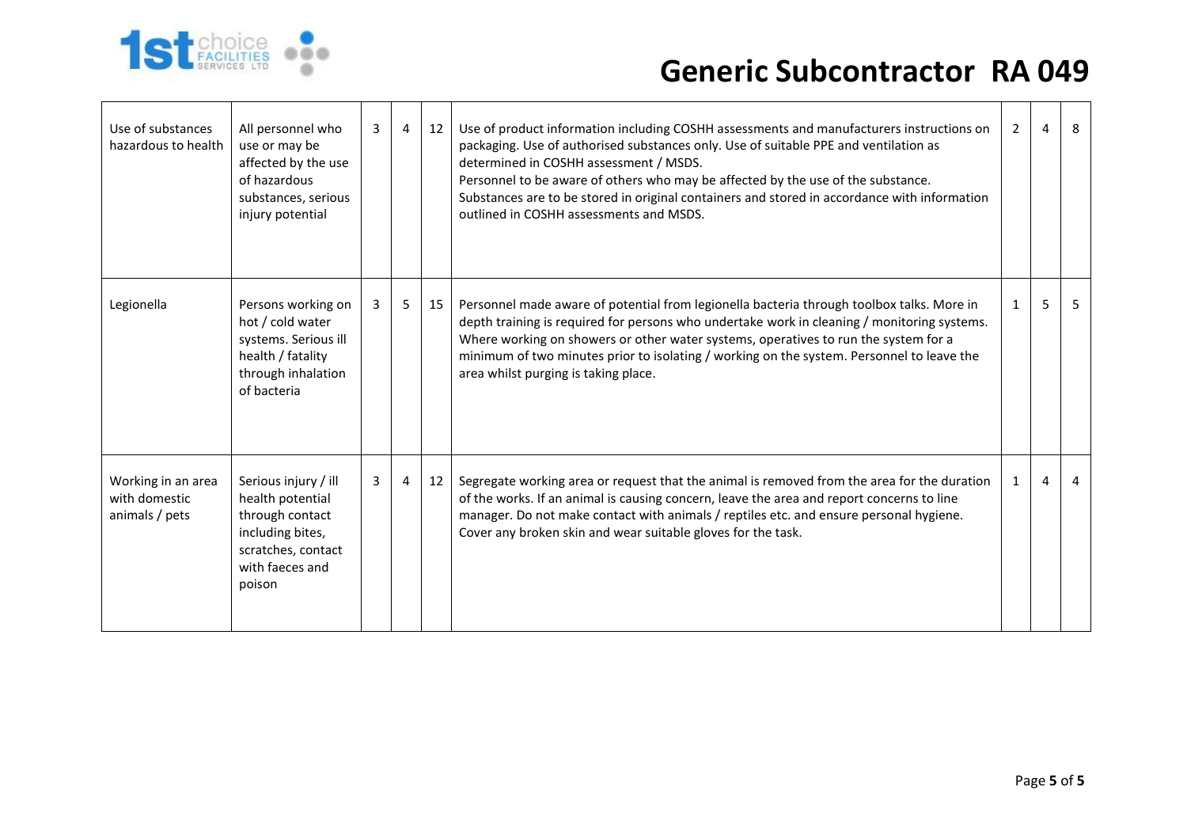# Generic Subcontractor RA 049

| | | | | | | | | |
|---|---|---|---|---|---|---|---|---|
| Use of substances hazardous to health | All personnel who use or may be affected by the use of hazardous substances, serious injury potential | 3 | 4 | 12 | Use of product information including COSHH assessments and manufacturers instructions on packaging. Use of authorised substances only. Use of suitable PPE and ventilation as determined in COSHH assessment / MSDS. Personnel to be aware of others who may be affected by the use of the substance. Substances are to be stored in original containers and stored in accordance with information outlined in COSHH assessments and MSDS. | 2 | 4 | 8 |
| Legionella | Persons working on hot / cold water systems. Serious ill health / fatality through inhalation of bacteria | 3 | 5 | 15 | Personnel made aware of potential from legionella bacteria through toolbox talks. More in depth training is required for persons who undertake work in cleaning / monitoring systems. Where working on showers or other water systems, operatives to run the system for a minimum of two minutes prior to isolating / working on the system. Personnel to leave the area whilst purging is taking place. | 1 | 5 | 5 |
| Working in an area with domestic animals / pets | Serious injury / ill health potential through contact including bites, scratches, contact with faeces and poison | 3 | 4 | 12 | Segregate working area or request that the animal is removed from the area for the duration of the works. If an animal is causing concern, leave the area and report concerns to line manager. Do not make contact with animals / reptiles etc. and ensure personal hygiene. Cover any broken skin and wear suitable gloves for the task. | 1 | 4 | 4 |